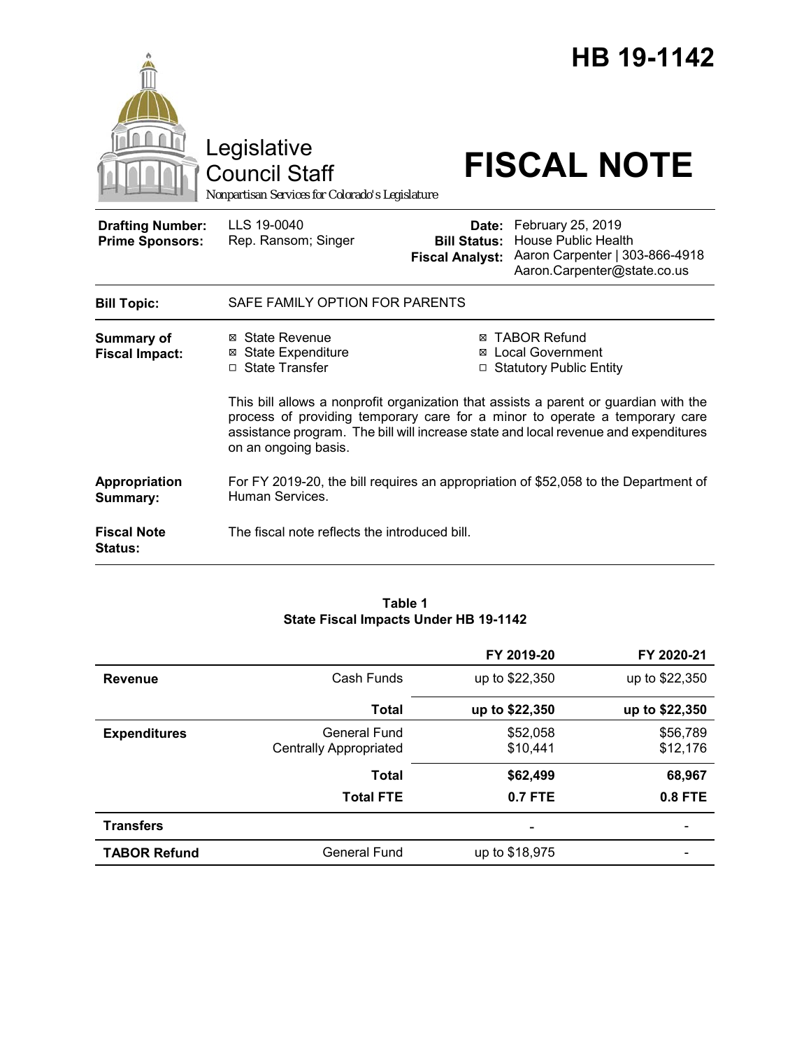# HB 19-1142

Legislative Council Staff

*Nonpartisan Services for Colorado's Legislature*

# FISCAL NOTE

| | | | |
|---|---|---|---|
| **Drafting Number:** | LLS 19-0040 | **Date:** | February 25, 2019 |
| **Prime Sponsors:** | Rep. Ransom; Singer | **Bill Status:** | House Public Health |
| | | **Fiscal Analyst:** | Aaron Carpenter \| 303-866-4918 Aaron.Carpenter@state.co.us |

| | |
|---|---|
| **Bill Topic:** | SAFE FAMILY OPTION FOR PARENTS |
| **Summary of Fiscal Impact:** | ☒ State Revenue ☒ State Expenditure ☐ State Transfer ☒ TABOR Refund ☒ Local Government ☐ Statutory Public Entity<br><br>This bill allows a nonprofit organization that assists a parent or guardian with the process of providing temporary care for a minor to operate a temporary care assistance program. The bill will increase state and local revenue and expenditures on an ongoing basis. |
| **Appropriation Summary:** | For FY 2019-20, the bill requires an appropriation of $52,058 to the Department of Human Services. |
| **Fiscal Note Status:** | The fiscal note reflects the introduced bill. |

**Table 1**
**State Fiscal Impacts Under HB 19-1142**

| | | FY 2019-20 | FY 2020-21 |
|---|---|---|---|
| **Revenue** | Cash Funds | up to $22,350 | up to $22,350 |
| | **Total** | **up to $22,350** | **up to $22,350** |
| **Expenditures** | General Fund | $52,058 | $56,789 |
| | Centrally Appropriated | $10,441 | $12,176 |
| | **Total** | **$62,499** | **68,967** |
| | **Total FTE** | **0.7 FTE** | **0.8 FTE** |
| **Transfers** | | - | - |
| **TABOR Refund** | General Fund | up to $18,975 | - |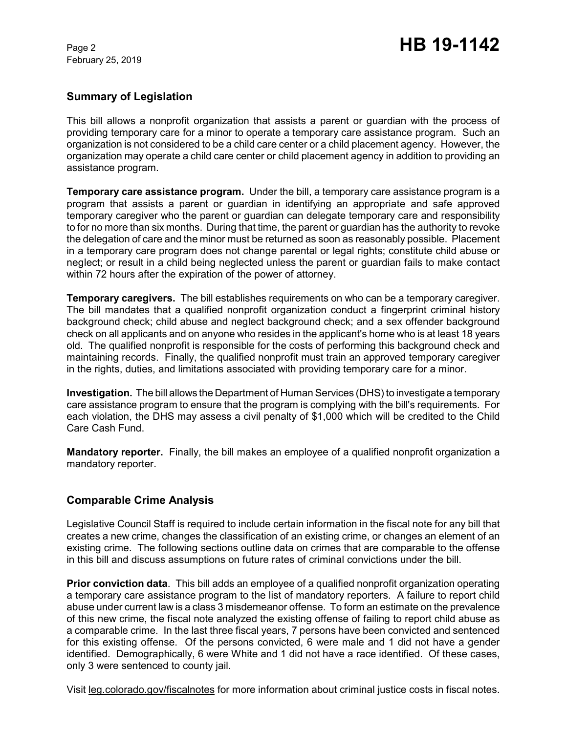## Summary of Legislation

This bill allows a nonprofit organization that assists a parent or guardian with the process of providing temporary care for a minor to operate a temporary care assistance program. Such an organization is not considered to be a child care center or a child placement agency. However, the organization may operate a child care center or child placement agency in addition to providing an assistance program.

**Temporary care assistance program.** Under the bill, a temporary care assistance program is a program that assists a parent or guardian in identifying an appropriate and safe approved temporary caregiver who the parent or guardian can delegate temporary care and responsibility to for no more than six months. During that time, the parent or guardian has the authority to revoke the delegation of care and the minor must be returned as soon as reasonably possible. Placement in a temporary care program does not change parental or legal rights; constitute child abuse or neglect; or result in a child being neglected unless the parent or guardian fails to make contact within 72 hours after the expiration of the power of attorney.

**Temporary caregivers.** The bill establishes requirements on who can be a temporary caregiver. The bill mandates that a qualified nonprofit organization conduct a fingerprint criminal history background check; child abuse and neglect background check; and a sex offender background check on all applicants and on anyone who resides in the applicant's home who is at least 18 years old. The qualified nonprofit is responsible for the costs of performing this background check and maintaining records. Finally, the qualified nonprofit must train an approved temporary caregiver in the rights, duties, and limitations associated with providing temporary care for a minor.

**Investigation.** The bill allows the Department of Human Services (DHS) to investigate a temporary care assistance program to ensure that the program is complying with the bill's requirements. For each violation, the DHS may assess a civil penalty of $1,000 which will be credited to the Child Care Cash Fund.

**Mandatory reporter.** Finally, the bill makes an employee of a qualified nonprofit organization a mandatory reporter.

## Comparable Crime Analysis

Legislative Council Staff is required to include certain information in the fiscal note for any bill that creates a new crime, changes the classification of an existing crime, or changes an element of an existing crime. The following sections outline data on crimes that are comparable to the offense in this bill and discuss assumptions on future rates of criminal convictions under the bill.

**Prior conviction data**. This bill adds an employee of a qualified nonprofit organization operating a temporary care assistance program to the list of mandatory reporters. A failure to report child abuse under current law is a class 3 misdemeanor offense. To form an estimate on the prevalence of this new crime, the fiscal note analyzed the existing offense of failing to report child abuse as a comparable crime. In the last three fiscal years, 7 persons have been convicted and sentenced for this existing offense. Of the persons convicted, 6 were male and 1 did not have a gender identified. Demographically, 6 were White and 1 did not have a race identified. Of these cases, only 3 were sentenced to county jail.

Visit leg.colorado.gov/fiscalnotes for more information about criminal justice costs in fiscal notes.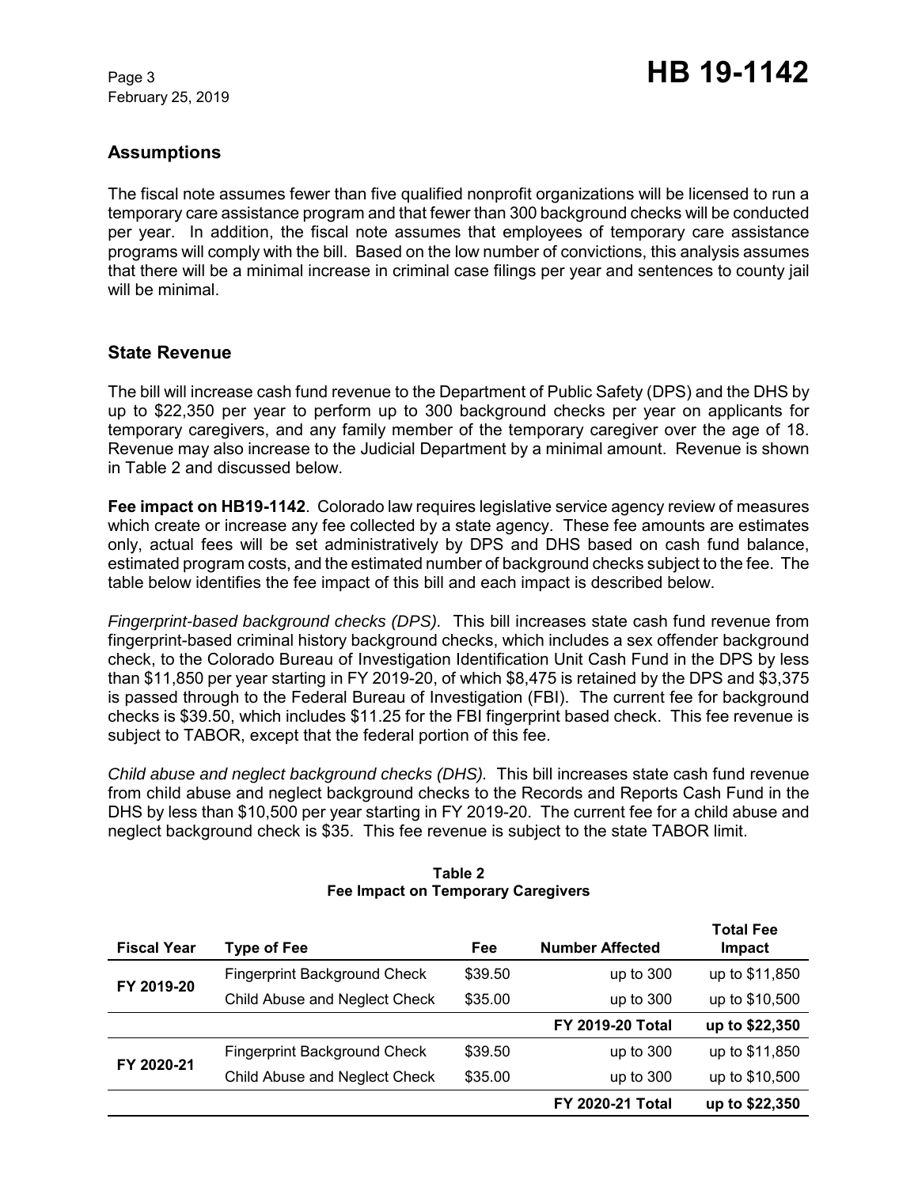## Assumptions

The fiscal note assumes fewer than five qualified nonprofit organizations will be licensed to run a temporary care assistance program and that fewer than 300 background checks will be conducted per year. In addition, the fiscal note assumes that employees of temporary care assistance programs will comply with the bill. Based on the low number of convictions, this analysis assumes that there will be a minimal increase in criminal case filings per year and sentences to county jail will be minimal.

## State Revenue

The bill will increase cash fund revenue to the Department of Public Safety (DPS) and the DHS by up to $22,350 per year to perform up to 300 background checks per year on applicants for temporary caregivers, and any family member of the temporary caregiver over the age of 18. Revenue may also increase to the Judicial Department by a minimal amount. Revenue is shown in Table 2 and discussed below.

**Fee impact on HB19-1142**. Colorado law requires legislative service agency review of measures which create or increase any fee collected by a state agency. These fee amounts are estimates only, actual fees will be set administratively by DPS and DHS based on cash fund balance, estimated program costs, and the estimated number of background checks subject to the fee. The table below identifies the fee impact of this bill and each impact is described below.

*Fingerprint-based background checks (DPS).* This bill increases state cash fund revenue from fingerprint-based criminal history background checks, which includes a sex offender background check, to the Colorado Bureau of Investigation Identification Unit Cash Fund in the DPS by less than $11,850 per year starting in FY 2019-20, of which $8,475 is retained by the DPS and $3,375 is passed through to the Federal Bureau of Investigation (FBI). The current fee for background checks is $39.50, which includes $11.25 for the FBI fingerprint based check. This fee revenue is subject to TABOR, except that the federal portion of this fee.

*Child abuse and neglect background checks (DHS).* This bill increases state cash fund revenue from child abuse and neglect background checks to the Records and Reports Cash Fund in the DHS by less than $10,500 per year starting in FY 2019-20. The current fee for a child abuse and neglect background check is $35. This fee revenue is subject to the state TABOR limit.

**Table 2**
**Fee Impact on Temporary Caregivers**

| Fiscal Year | Type of Fee | Fee | Number Affected | Total Fee Impact |
|---|---|---|---|---|
| FY 2019-20 | Fingerprint Background Check | $39.50 | up to 300 | up to $11,850 |
| | Child Abuse and Neglect Check | $35.00 | up to 300 | up to $10,500 |
| | | | **FY 2019-20 Total** | **up to $22,350** |
| FY 2020-21 | Fingerprint Background Check | $39.50 | up to 300 | up to $11,850 |
| | Child Abuse and Neglect Check | $35.00 | up to 300 | up to $10,500 |
| | | | **FY 2020-21 Total** | **up to $22,350** |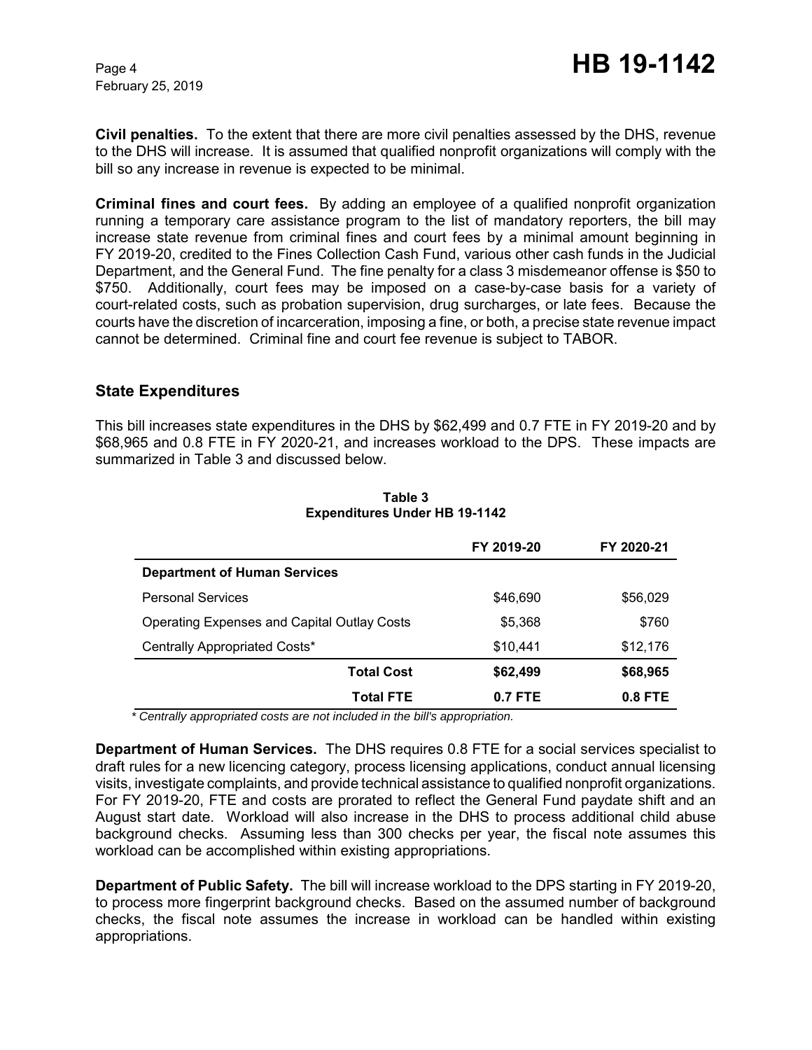**Civil penalties.** To the extent that there are more civil penalties assessed by the DHS, revenue to the DHS will increase. It is assumed that qualified nonprofit organizations will comply with the bill so any increase in revenue is expected to be minimal.

**Criminal fines and court fees.** By adding an employee of a qualified nonprofit organization running a temporary care assistance program to the list of mandatory reporters, the bill may increase state revenue from criminal fines and court fees by a minimal amount beginning in FY 2019-20, credited to the Fines Collection Cash Fund, various other cash funds in the Judicial Department, and the General Fund. The fine penalty for a class 3 misdemeanor offense is $50 to $750. Additionally, court fees may be imposed on a case-by-case basis for a variety of court-related costs, such as probation supervision, drug surcharges, or late fees. Because the courts have the discretion of incarceration, imposing a fine, or both, a precise state revenue impact cannot be determined. Criminal fine and court fee revenue is subject to TABOR.

## State Expenditures

This bill increases state expenditures in the DHS by $62,499 and 0.7 FTE in FY 2019-20 and by $68,965 and 0.8 FTE in FY 2020-21, and increases workload to the DPS. These impacts are summarized in Table 3 and discussed below.

**Table 3**
**Expenditures Under HB 19-1142**

| | FY 2019-20 | FY 2020-21 |
|---|---|---|
| **Department of Human Services** | | |
| Personal Services | $46,690 | $56,029 |
| Operating Expenses and Capital Outlay Costs | $5,368 | $760 |
| Centrally Appropriated Costs* | $10,441 | $12,176 |
| **Total Cost** | **$62,499** | **$68,965** |
| **Total FTE** | **0.7 FTE** | **0.8 FTE** |

*\* Centrally appropriated costs are not included in the bill's appropriation.*

**Department of Human Services.** The DHS requires 0.8 FTE for a social services specialist to draft rules for a new licencing category, process licensing applications, conduct annual licensing visits, investigate complaints, and provide technical assistance to qualified nonprofit organizations. For FY 2019-20, FTE and costs are prorated to reflect the General Fund paydate shift and an August start date. Workload will also increase in the DHS to process additional child abuse background checks. Assuming less than 300 checks per year, the fiscal note assumes this workload can be accomplished within existing appropriations.

**Department of Public Safety.** The bill will increase workload to the DPS starting in FY 2019-20, to process more fingerprint background checks. Based on the assumed number of background checks, the fiscal note assumes the increase in workload can be handled within existing appropriations.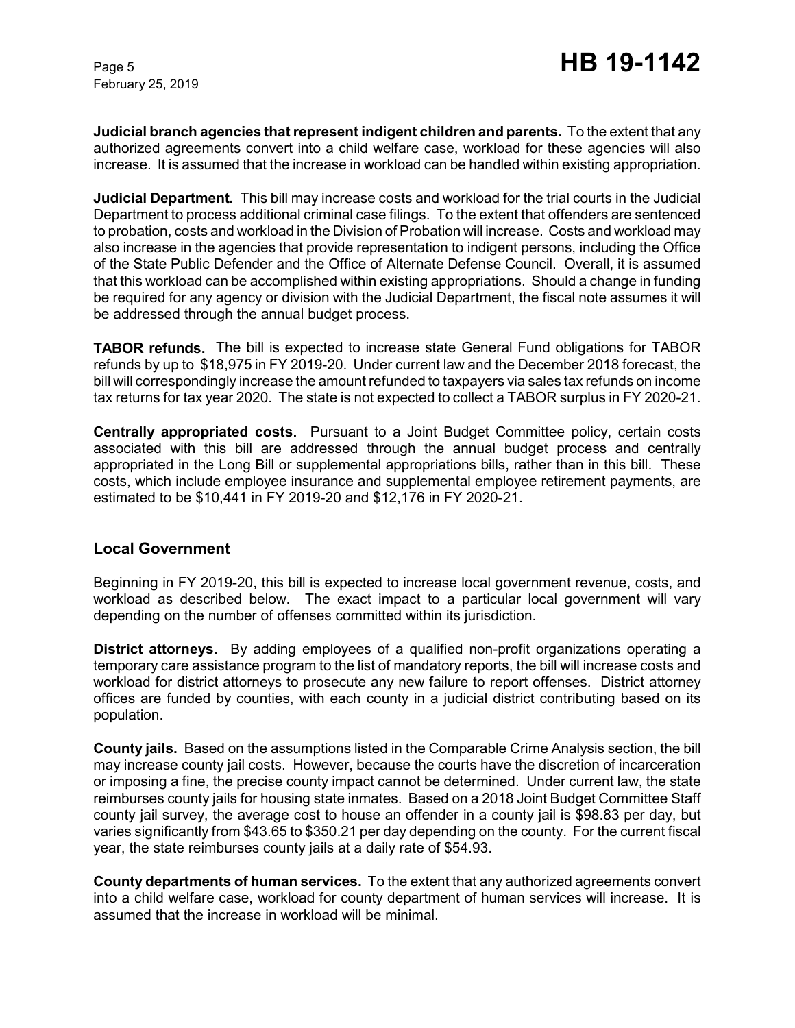**Judicial branch agencies that represent indigent children and parents.** To the extent that any authorized agreements convert into a child welfare case, workload for these agencies will also increase. It is assumed that the increase in workload can be handled within existing appropriation.

**Judicial Department.** This bill may increase costs and workload for the trial courts in the Judicial Department to process additional criminal case filings. To the extent that offenders are sentenced to probation, costs and workload in the Division of Probation will increase. Costs and workload may also increase in the agencies that provide representation to indigent persons, including the Office of the State Public Defender and the Office of Alternate Defense Council. Overall, it is assumed that this workload can be accomplished within existing appropriations. Should a change in funding be required for any agency or division with the Judicial Department, the fiscal note assumes it will be addressed through the annual budget process.

**TABOR refunds.** The bill is expected to increase state General Fund obligations for TABOR refunds by up to $18,975 in FY 2019-20. Under current law and the December 2018 forecast, the bill will correspondingly increase the amount refunded to taxpayers via sales tax refunds on income tax returns for tax year 2020. The state is not expected to collect a TABOR surplus in FY 2020-21.

**Centrally appropriated costs.** Pursuant to a Joint Budget Committee policy, certain costs associated with this bill are addressed through the annual budget process and centrally appropriated in the Long Bill or supplemental appropriations bills, rather than in this bill. These costs, which include employee insurance and supplemental employee retirement payments, are estimated to be $10,441 in FY 2019-20 and $12,176 in FY 2020-21.

## Local Government

Beginning in FY 2019-20, this bill is expected to increase local government revenue, costs, and workload as described below. The exact impact to a particular local government will vary depending on the number of offenses committed within its jurisdiction.

**District attorneys**. By adding employees of a qualified non-profit organizations operating a temporary care assistance program to the list of mandatory reports, the bill will increase costs and workload for district attorneys to prosecute any new failure to report offenses. District attorney offices are funded by counties, with each county in a judicial district contributing based on its population.

**County jails.** Based on the assumptions listed in the Comparable Crime Analysis section, the bill may increase county jail costs. However, because the courts have the discretion of incarceration or imposing a fine, the precise county impact cannot be determined. Under current law, the state reimburses county jails for housing state inmates. Based on a 2018 Joint Budget Committee Staff county jail survey, the average cost to house an offender in a county jail is $98.83 per day, but varies significantly from $43.65 to $350.21 per day depending on the county. For the current fiscal year, the state reimburses county jails at a daily rate of $54.93.

**County departments of human services.** To the extent that any authorized agreements convert into a child welfare case, workload for county department of human services will increase. It is assumed that the increase in workload will be minimal.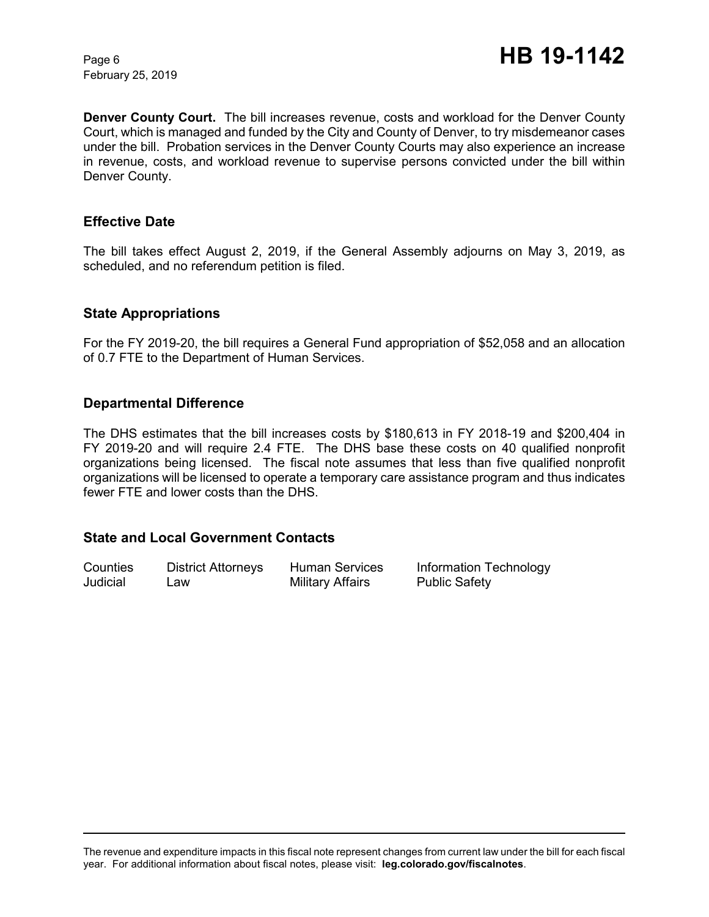**Denver County Court.** The bill increases revenue, costs and workload for the Denver County Court, which is managed and funded by the City and County of Denver, to try misdemeanor cases under the bill. Probation services in the Denver County Courts may also experience an increase in revenue, costs, and workload revenue to supervise persons convicted under the bill within Denver County.

## Effective Date

The bill takes effect August 2, 2019, if the General Assembly adjourns on May 3, 2019, as scheduled, and no referendum petition is filed.

## State Appropriations

For the FY 2019-20, the bill requires a General Fund appropriation of $52,058 and an allocation of 0.7 FTE to the Department of Human Services.

## Departmental Difference

The DHS estimates that the bill increases costs by $180,613 in FY 2018-19 and $200,404 in FY 2019-20 and will require 2.4 FTE. The DHS base these costs on 40 qualified nonprofit organizations being licensed. The fiscal note assumes that less than five qualified nonprofit organizations will be licensed to operate a temporary care assistance program and thus indicates fewer FTE and lower costs than the DHS.

## State and Local Government Contacts

| | | | |
|---|---|---|---|
| Counties | District Attorneys | Human Services | Information Technology |
| Judicial | Law | Military Affairs | Public Safety |

The revenue and expenditure impacts in this fiscal note represent changes from current law under the bill for each fiscal year. For additional information about fiscal notes, please visit: **leg.colorado.gov/fiscalnotes**.